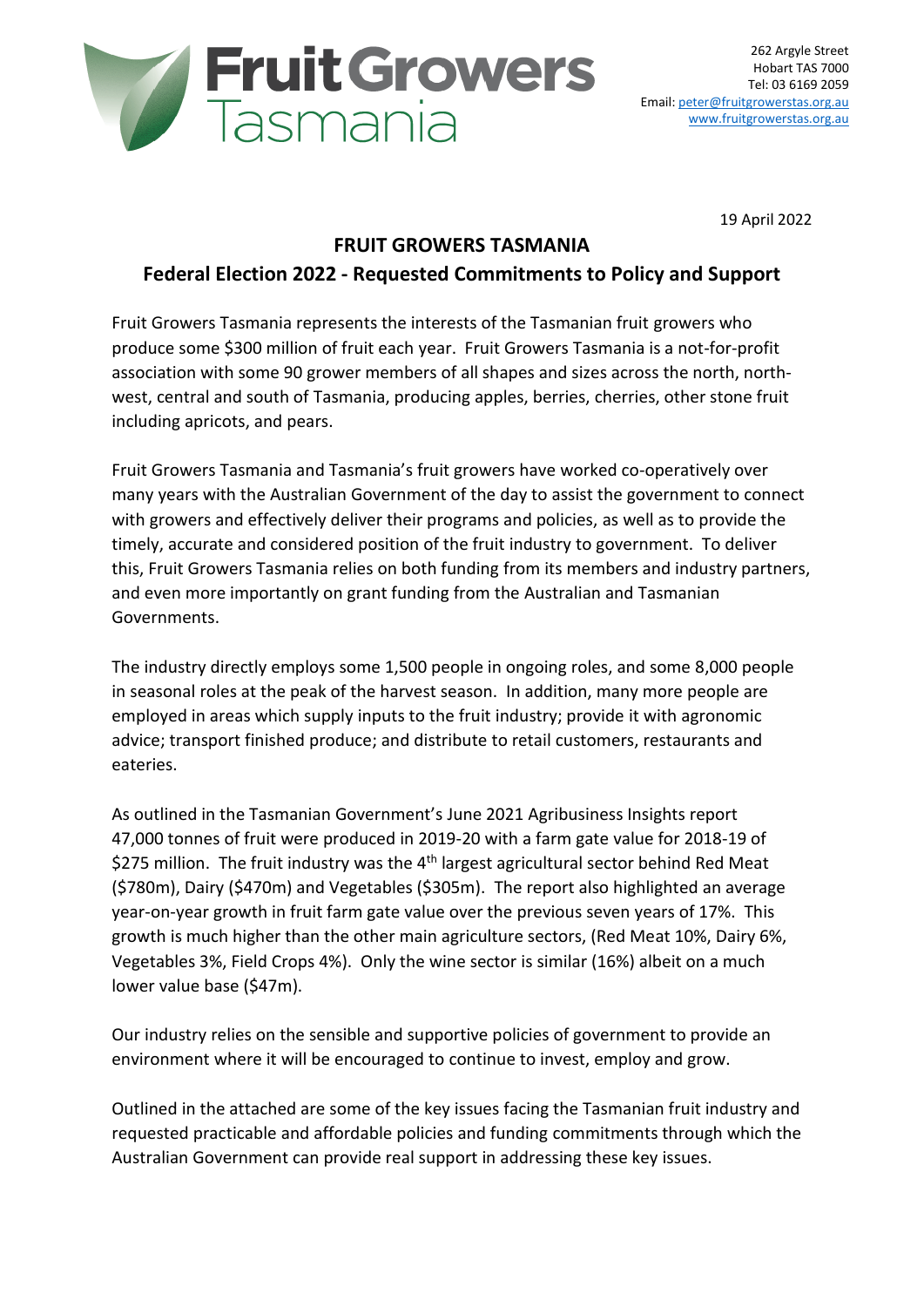# Fruit Growers Tasmania

262 Argyle Street
Hobart TAS 7000
Tel: 03 6169 2059
Email: peter@fruitgrowerstas.org.au
www.fruitgrowerstas.org.au

19 April 2022

## FRUIT GROWERS TASMANIA

## Federal Election 2022 - Requested Commitments to Policy and Support

Fruit Growers Tasmania represents the interests of the Tasmanian fruit growers who produce some $300 million of fruit each year. Fruit Growers Tasmania is a not-for-profit association with some 90 grower members of all shapes and sizes across the north, north-west, central and south of Tasmania, producing apples, berries, cherries, other stone fruit including apricots, and pears.

Fruit Growers Tasmania and Tasmania's fruit growers have worked co-operatively over many years with the Australian Government of the day to assist the government to connect with growers and effectively deliver their programs and policies, as well as to provide the timely, accurate and considered position of the fruit industry to government. To deliver this, Fruit Growers Tasmania relies on both funding from its members and industry partners, and even more importantly on grant funding from the Australian and Tasmanian Governments.

The industry directly employs some 1,500 people in ongoing roles, and some 8,000 people in seasonal roles at the peak of the harvest season. In addition, many more people are employed in areas which supply inputs to the fruit industry; provide it with agronomic advice; transport finished produce; and distribute to retail customers, restaurants and eateries.

As outlined in the Tasmanian Government's June 2021 Agribusiness Insights report 47,000 tonnes of fruit were produced in 2019-20 with a farm gate value for 2018-19 of $275 million. The fruit industry was the 4th largest agricultural sector behind Red Meat ($780m), Dairy ($470m) and Vegetables ($305m). The report also highlighted an average year-on-year growth in fruit farm gate value over the previous seven years of 17%. This growth is much higher than the other main agriculture sectors, (Red Meat 10%, Dairy 6%, Vegetables 3%, Field Crops 4%). Only the wine sector is similar (16%) albeit on a much lower value base ($47m).

Our industry relies on the sensible and supportive policies of government to provide an environment where it will be encouraged to continue to invest, employ and grow.

Outlined in the attached are some of the key issues facing the Tasmanian fruit industry and requested practicable and affordable policies and funding commitments through which the Australian Government can provide real support in addressing these key issues.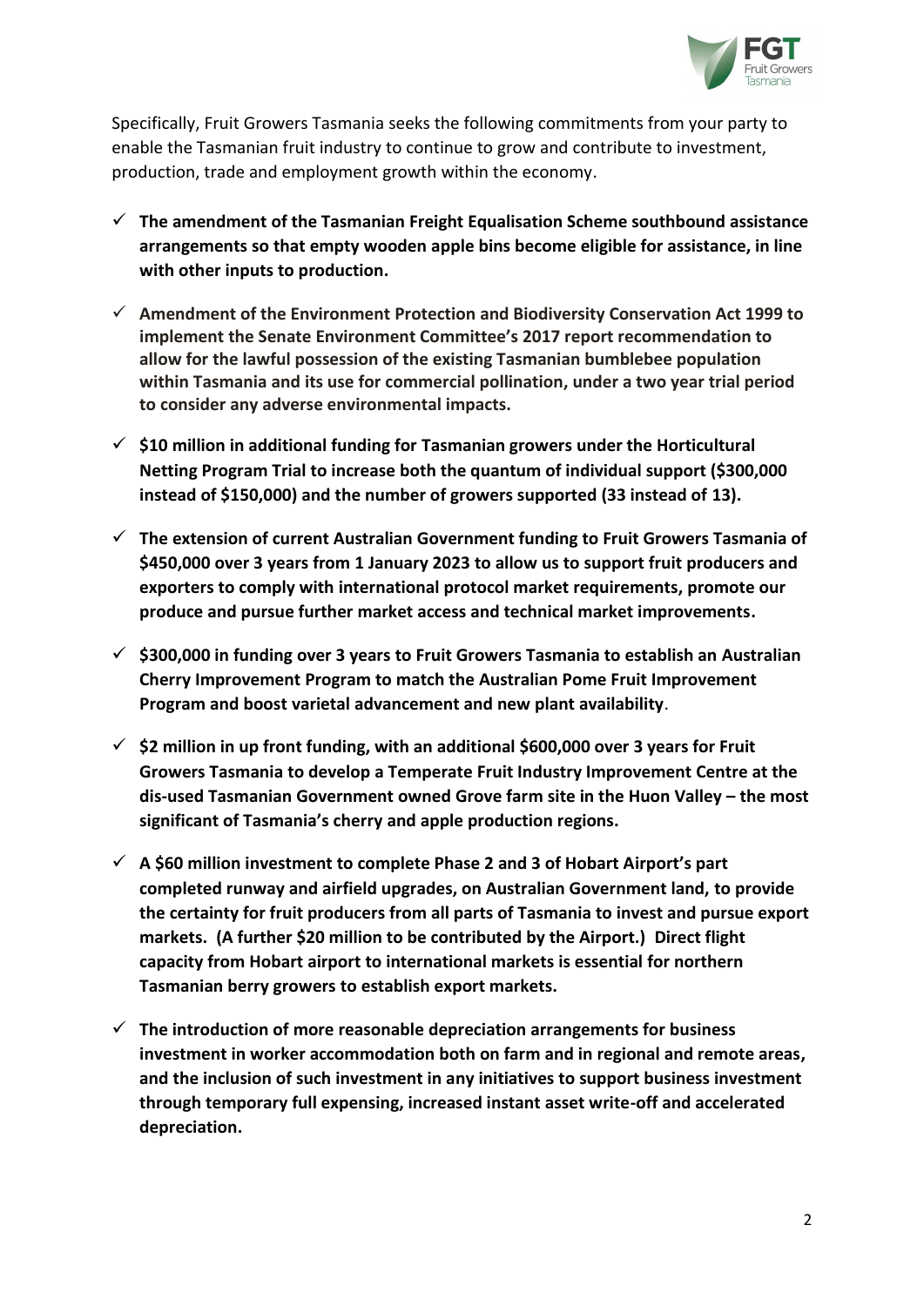Specifically, Fruit Growers Tasmania seeks the following commitments from your party to enable the Tasmanian fruit industry to continue to grow and contribute to investment, production, trade and employment growth within the economy.

- ✓ **The amendment of the Tasmanian Freight Equalisation Scheme southbound assistance arrangements so that empty wooden apple bins become eligible for assistance, in line with other inputs to production.**

- ✓ **Amendment of the Environment Protection and Biodiversity Conservation Act 1999 to implement the Senate Environment Committee's 2017 report recommendation to allow for the lawful possession of the existing Tasmanian bumblebee population within Tasmania and its use for commercial pollination, under a two year trial period to consider any adverse environmental impacts.**

- ✓ **$10 million in additional funding for Tasmanian growers under the Horticultural Netting Program Trial to increase both the quantum of individual support ($300,000 instead of $150,000) and the number of growers supported (33 instead of 13).**

- ✓ **The extension of current Australian Government funding to Fruit Growers Tasmania of $450,000 over 3 years from 1 January 2023 to allow us to support fruit producers and exporters to comply with international protocol market requirements, promote our produce and pursue further market access and technical market improvements.**

- ✓ **$300,000 in funding over 3 years to Fruit Growers Tasmania to establish an Australian Cherry Improvement Program to match the Australian Pome Fruit Improvement Program and boost varietal advancement and new plant availability**.

- ✓ **$2 million in up front funding, with an additional $600,000 over 3 years for Fruit Growers Tasmania to develop a Temperate Fruit Industry Improvement Centre at the dis-used Tasmanian Government owned Grove farm site in the Huon Valley – the most significant of Tasmania's cherry and apple production regions.**

- ✓ **A $60 million investment to complete Phase 2 and 3 of Hobart Airport's part completed runway and airfield upgrades, on Australian Government land, to provide the certainty for fruit producers from all parts of Tasmania to invest and pursue export markets. (A further $20 million to be contributed by the Airport.) Direct flight capacity from Hobart airport to international markets is essential for northern Tasmanian berry growers to establish export markets.**

- ✓ **The introduction of more reasonable depreciation arrangements for business investment in worker accommodation both on farm and in regional and remote areas, and the inclusion of such investment in any initiatives to support business investment through temporary full expensing, increased instant asset write-off and accelerated depreciation.**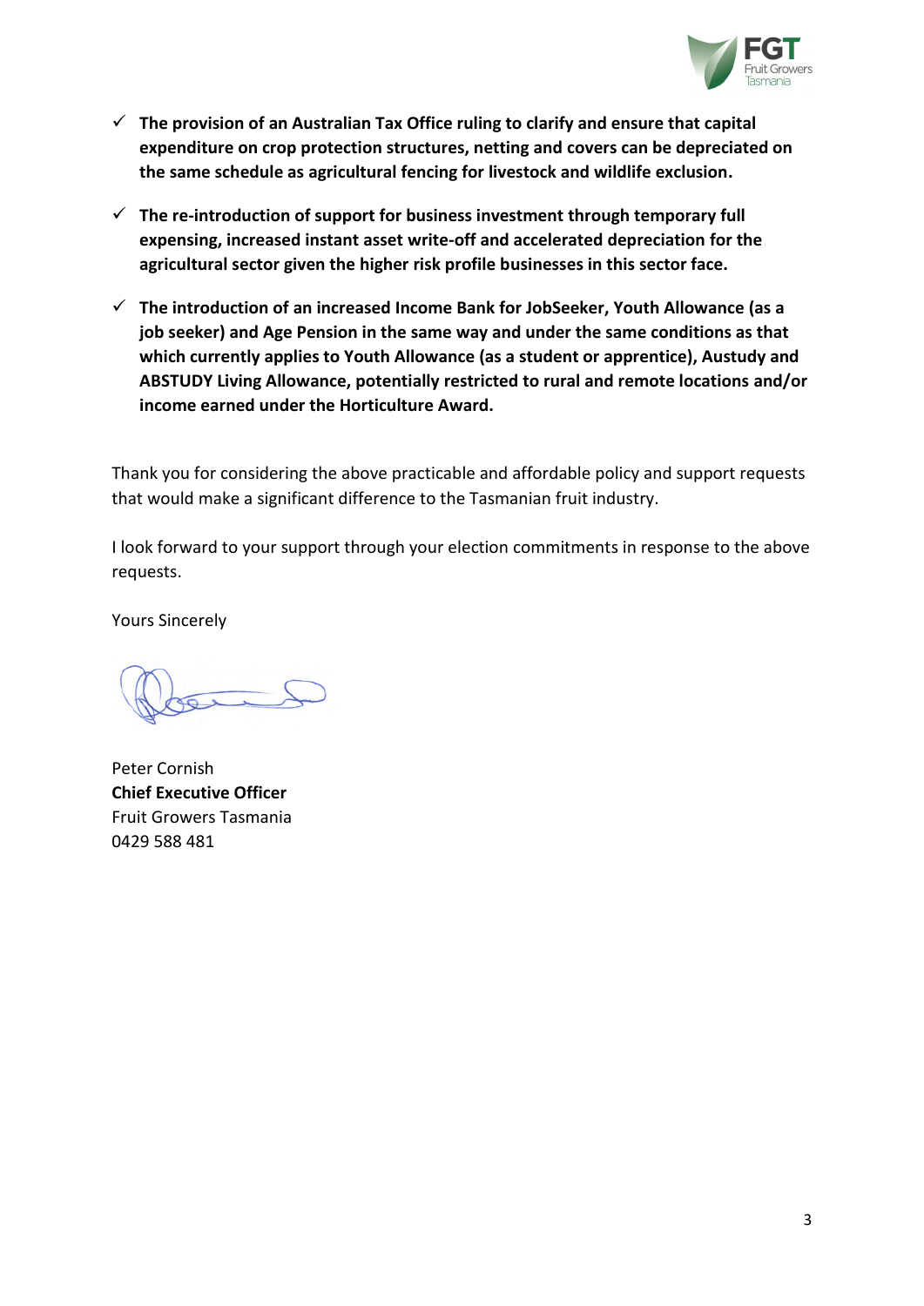- ✓ **The provision of an Australian Tax Office ruling to clarify and ensure that capital expenditure on crop protection structures, netting and covers can be depreciated on the same schedule as agricultural fencing for livestock and wildlife exclusion.**

- ✓ **The re-introduction of support for business investment through temporary full expensing, increased instant asset write-off and accelerated depreciation for the agricultural sector given the higher risk profile businesses in this sector face.**

- ✓ **The introduction of an increased Income Bank for JobSeeker, Youth Allowance (as a job seeker) and Age Pension in the same way and under the same conditions as that which currently applies to Youth Allowance (as a student or apprentice), Austudy and ABSTUDY Living Allowance, potentially restricted to rural and remote locations and/or income earned under the Horticulture Award.**

Thank you for considering the above practicable and affordable policy and support requests that would make a significant difference to the Tasmanian fruit industry.

I look forward to your support through your election commitments in response to the above requests.

Yours Sincerely

Peter Cornish
**Chief Executive Officer**
Fruit Growers Tasmania
0429 588 481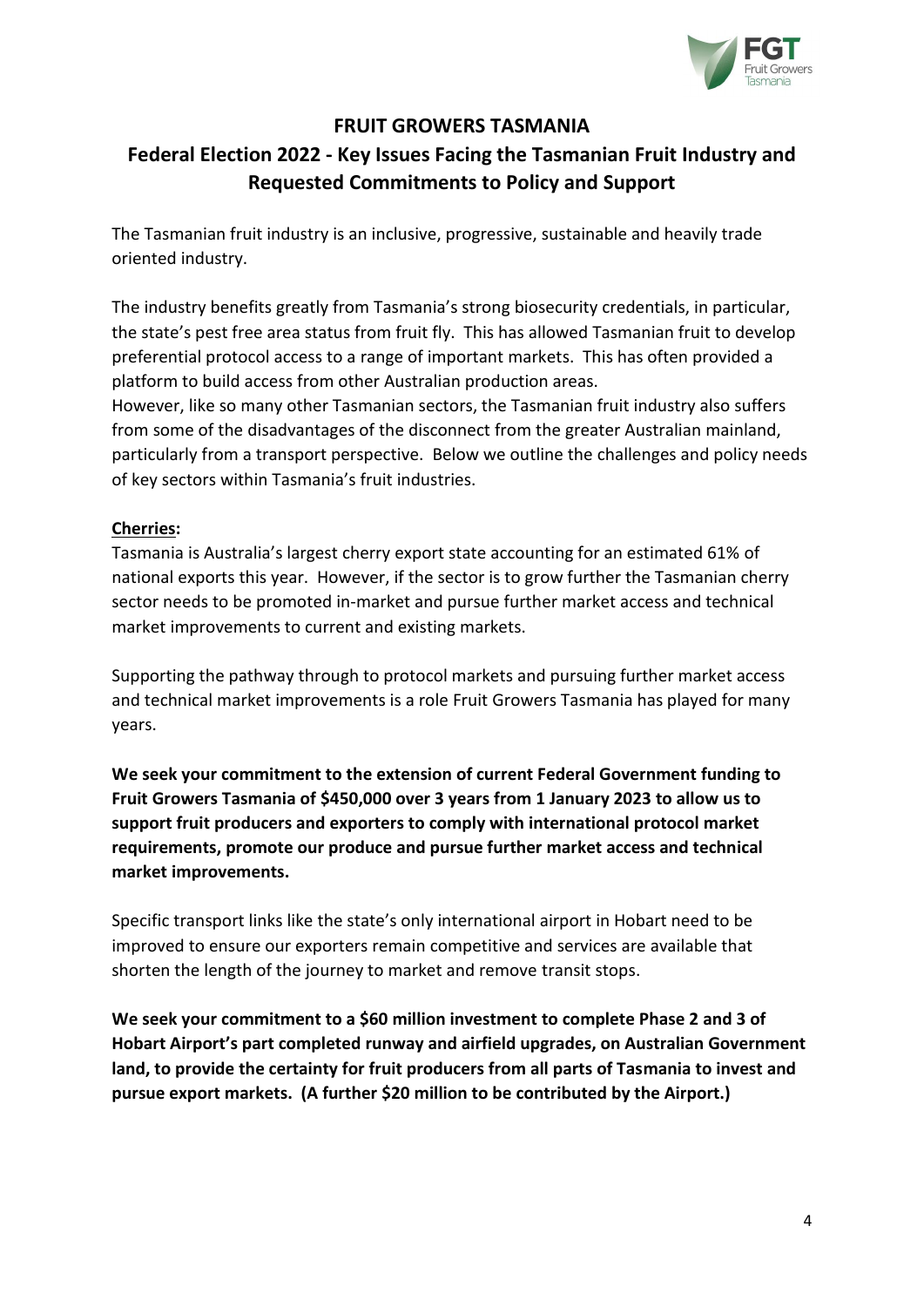# FRUIT GROWERS TASMANIA

## Federal Election 2022 - Key Issues Facing the Tasmanian Fruit Industry and Requested Commitments to Policy and Support

The Tasmanian fruit industry is an inclusive, progressive, sustainable and heavily trade oriented industry.

The industry benefits greatly from Tasmania's strong biosecurity credentials, in particular, the state's pest free area status from fruit fly. This has allowed Tasmanian fruit to develop preferential protocol access to a range of important markets. This has often provided a platform to build access from other Australian production areas.
However, like so many other Tasmanian sectors, the Tasmanian fruit industry also suffers from some of the disadvantages of the disconnect from the greater Australian mainland, particularly from a transport perspective. Below we outline the challenges and policy needs of key sectors within Tasmania's fruit industries.

**Cherries:**

Tasmania is Australia's largest cherry export state accounting for an estimated 61% of national exports this year. However, if the sector is to grow further the Tasmanian cherry sector needs to be promoted in-market and pursue further market access and technical market improvements to current and existing markets.

Supporting the pathway through to protocol markets and pursuing further market access and technical market improvements is a role Fruit Growers Tasmania has played for many years.

**We seek your commitment to the extension of current Federal Government funding to Fruit Growers Tasmania of $450,000 over 3 years from 1 January 2023 to allow us to support fruit producers and exporters to comply with international protocol market requirements, promote our produce and pursue further market access and technical market improvements.**

Specific transport links like the state's only international airport in Hobart need to be improved to ensure our exporters remain competitive and services are available that shorten the length of the journey to market and remove transit stops.

**We seek your commitment to a $60 million investment to complete Phase 2 and 3 of Hobart Airport's part completed runway and airfield upgrades, on Australian Government land, to provide the certainty for fruit producers from all parts of Tasmania to invest and pursue export markets. (A further $20 million to be contributed by the Airport.)**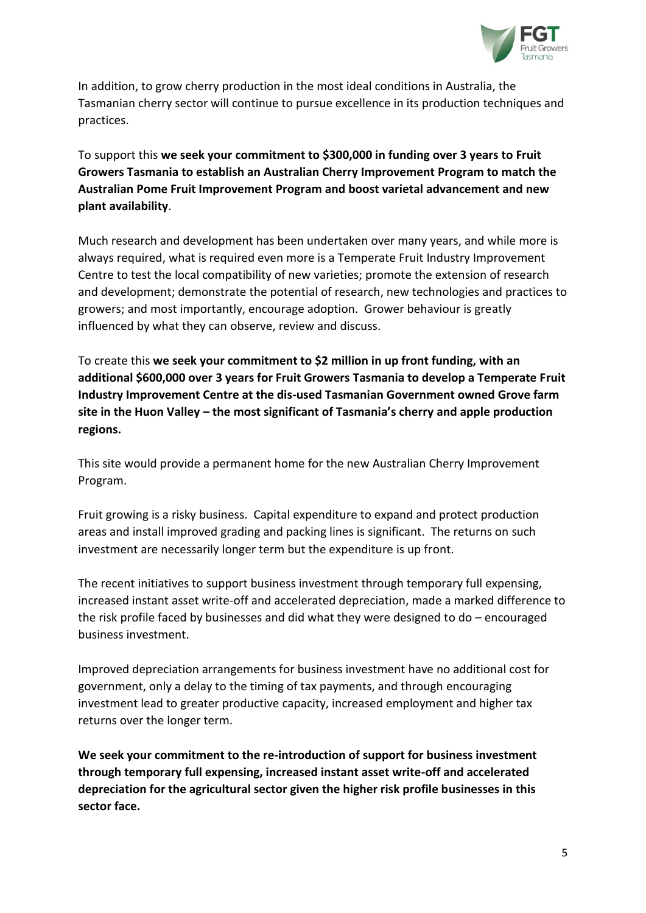In addition, to grow cherry production in the most ideal conditions in Australia, the Tasmanian cherry sector will continue to pursue excellence in its production techniques and practices.

To support this **we seek your commitment to $300,000 in funding over 3 years to Fruit Growers Tasmania to establish an Australian Cherry Improvement Program to match the Australian Pome Fruit Improvement Program and boost varietal advancement and new plant availability**.

Much research and development has been undertaken over many years, and while more is always required, what is required even more is a Temperate Fruit Industry Improvement Centre to test the local compatibility of new varieties; promote the extension of research and development; demonstrate the potential of research, new technologies and practices to growers; and most importantly, encourage adoption. Grower behaviour is greatly influenced by what they can observe, review and discuss.

To create this **we seek your commitment to $2 million in up front funding, with an additional $600,000 over 3 years for Fruit Growers Tasmania to develop a Temperate Fruit Industry Improvement Centre at the dis-used Tasmanian Government owned Grove farm site in the Huon Valley – the most significant of Tasmania's cherry and apple production regions.**

This site would provide a permanent home for the new Australian Cherry Improvement Program.

Fruit growing is a risky business. Capital expenditure to expand and protect production areas and install improved grading and packing lines is significant. The returns on such investment are necessarily longer term but the expenditure is up front.

The recent initiatives to support business investment through temporary full expensing, increased instant asset write-off and accelerated depreciation, made a marked difference to the risk profile faced by businesses and did what they were designed to do – encouraged business investment.

Improved depreciation arrangements for business investment have no additional cost for government, only a delay to the timing of tax payments, and through encouraging investment lead to greater productive capacity, increased employment and higher tax returns over the longer term.

**We seek your commitment to the re-introduction of support for business investment through temporary full expensing, increased instant asset write-off and accelerated depreciation for the agricultural sector given the higher risk profile businesses in this sector face.**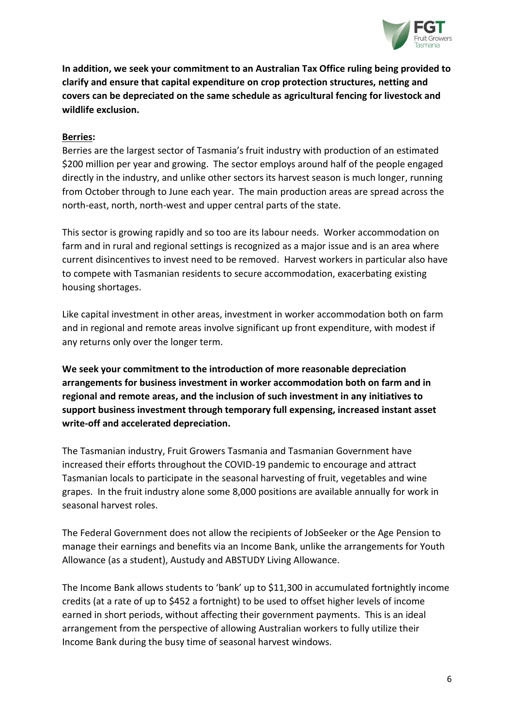**In addition, we seek your commitment to an Australian Tax Office ruling being provided to clarify and ensure that capital expenditure on crop protection structures, netting and covers can be depreciated on the same schedule as agricultural fencing for livestock and wildlife exclusion.**

**Berries:**

Berries are the largest sector of Tasmania's fruit industry with production of an estimated $200 million per year and growing. The sector employs around half of the people engaged directly in the industry, and unlike other sectors its harvest season is much longer, running from October through to June each year. The main production areas are spread across the north-east, north, north-west and upper central parts of the state.

This sector is growing rapidly and so too are its labour needs. Worker accommodation on farm and in rural and regional settings is recognized as a major issue and is an area where current disincentives to invest need to be removed. Harvest workers in particular also have to compete with Tasmanian residents to secure accommodation, exacerbating existing housing shortages.

Like capital investment in other areas, investment in worker accommodation both on farm and in regional and remote areas involve significant up front expenditure, with modest if any returns only over the longer term.

**We seek your commitment to the introduction of more reasonable depreciation arrangements for business investment in worker accommodation both on farm and in regional and remote areas, and the inclusion of such investment in any initiatives to support business investment through temporary full expensing, increased instant asset write-off and accelerated depreciation.**

The Tasmanian industry, Fruit Growers Tasmania and Tasmanian Government have increased their efforts throughout the COVID-19 pandemic to encourage and attract Tasmanian locals to participate in the seasonal harvesting of fruit, vegetables and wine grapes. In the fruit industry alone some 8,000 positions are available annually for work in seasonal harvest roles.

The Federal Government does not allow the recipients of JobSeeker or the Age Pension to manage their earnings and benefits via an Income Bank, unlike the arrangements for Youth Allowance (as a student), Austudy and ABSTUDY Living Allowance.

The Income Bank allows students to 'bank' up to $11,300 in accumulated fortnightly income credits (at a rate of up to $452 a fortnight) to be used to offset higher levels of income earned in short periods, without affecting their government payments. This is an ideal arrangement from the perspective of allowing Australian workers to fully utilize their Income Bank during the busy time of seasonal harvest windows.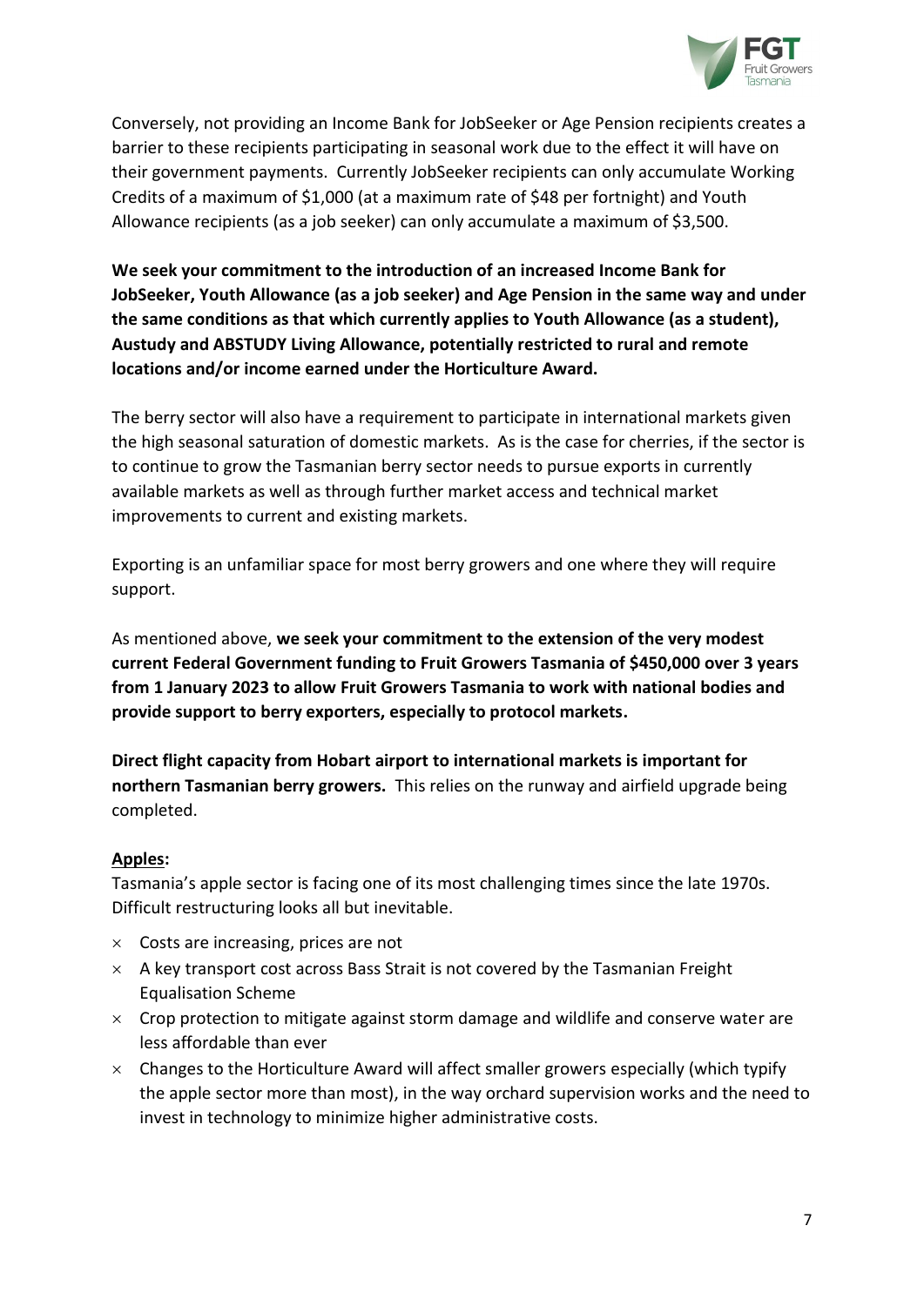Conversely, not providing an Income Bank for JobSeeker or Age Pension recipients creates a barrier to these recipients participating in seasonal work due to the effect it will have on their government payments. Currently JobSeeker recipients can only accumulate Working Credits of a maximum of $1,000 (at a maximum rate of $48 per fortnight) and Youth Allowance recipients (as a job seeker) can only accumulate a maximum of $3,500.

**We seek your commitment to the introduction of an increased Income Bank for JobSeeker, Youth Allowance (as a job seeker) and Age Pension in the same way and under the same conditions as that which currently applies to Youth Allowance (as a student), Austudy and ABSTUDY Living Allowance, potentially restricted to rural and remote locations and/or income earned under the Horticulture Award.**

The berry sector will also have a requirement to participate in international markets given the high seasonal saturation of domestic markets. As is the case for cherries, if the sector is to continue to grow the Tasmanian berry sector needs to pursue exports in currently available markets as well as through further market access and technical market improvements to current and existing markets.

Exporting is an unfamiliar space for most berry growers and one where they will require support.

As mentioned above, **we seek your commitment to the extension of the very modest current Federal Government funding to Fruit Growers Tasmania of $450,000 over 3 years from 1 January 2023 to allow Fruit Growers Tasmania to work with national bodies and provide support to berry exporters, especially to protocol markets.**

**Direct flight capacity from Hobart airport to international markets is important for northern Tasmanian berry growers.** This relies on the runway and airfield upgrade being completed.

**<u>Apples</u>:**

Tasmania's apple sector is facing one of its most challenging times since the late 1970s. Difficult restructuring looks all but inevitable.

- Costs are increasing, prices are not
- A key transport cost across Bass Strait is not covered by the Tasmanian Freight Equalisation Scheme
- Crop protection to mitigate against storm damage and wildlife and conserve water are less affordable than ever
- Changes to the Horticulture Award will affect smaller growers especially (which typify the apple sector more than most), in the way orchard supervision works and the need to invest in technology to minimize higher administrative costs.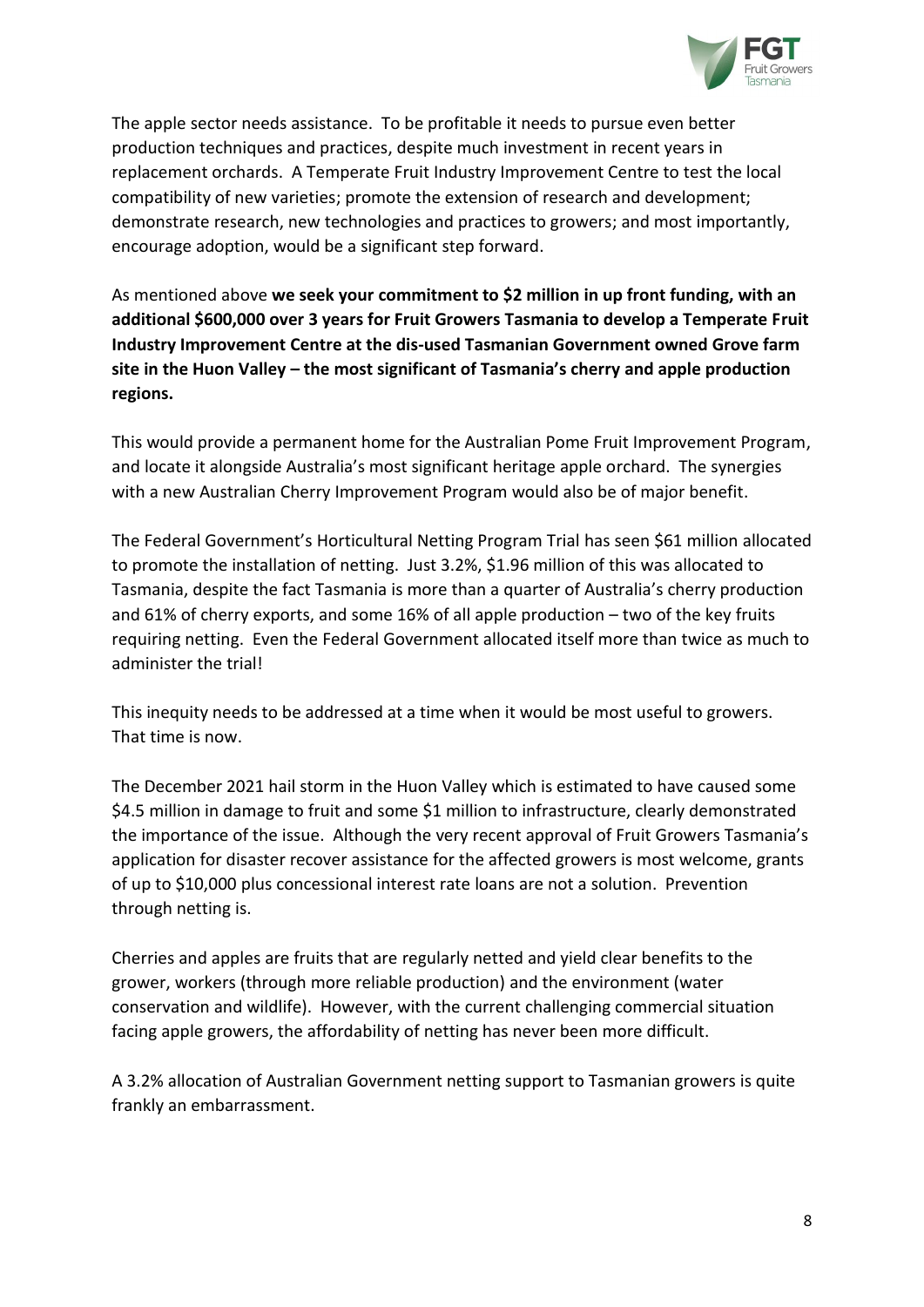The apple sector needs assistance. To be profitable it needs to pursue even better production techniques and practices, despite much investment in recent years in replacement orchards. A Temperate Fruit Industry Improvement Centre to test the local compatibility of new varieties; promote the extension of research and development; demonstrate research, new technologies and practices to growers; and most importantly, encourage adoption, would be a significant step forward.

As mentioned above **we seek your commitment to $2 million in up front funding, with an additional $600,000 over 3 years for Fruit Growers Tasmania to develop a Temperate Fruit Industry Improvement Centre at the dis-used Tasmanian Government owned Grove farm site in the Huon Valley – the most significant of Tasmania's cherry and apple production regions.**

This would provide a permanent home for the Australian Pome Fruit Improvement Program, and locate it alongside Australia's most significant heritage apple orchard. The synergies with a new Australian Cherry Improvement Program would also be of major benefit.

The Federal Government's Horticultural Netting Program Trial has seen $61 million allocated to promote the installation of netting. Just 3.2%, $1.96 million of this was allocated to Tasmania, despite the fact Tasmania is more than a quarter of Australia's cherry production and 61% of cherry exports, and some 16% of all apple production – two of the key fruits requiring netting. Even the Federal Government allocated itself more than twice as much to administer the trial!

This inequity needs to be addressed at a time when it would be most useful to growers. That time is now.

The December 2021 hail storm in the Huon Valley which is estimated to have caused some $4.5 million in damage to fruit and some $1 million to infrastructure, clearly demonstrated the importance of the issue. Although the very recent approval of Fruit Growers Tasmania's application for disaster recover assistance for the affected growers is most welcome, grants of up to $10,000 plus concessional interest rate loans are not a solution. Prevention through netting is.

Cherries and apples are fruits that are regularly netted and yield clear benefits to the grower, workers (through more reliable production) and the environment (water conservation and wildlife). However, with the current challenging commercial situation facing apple growers, the affordability of netting has never been more difficult.

A 3.2% allocation of Australian Government netting support to Tasmanian growers is quite frankly an embarrassment.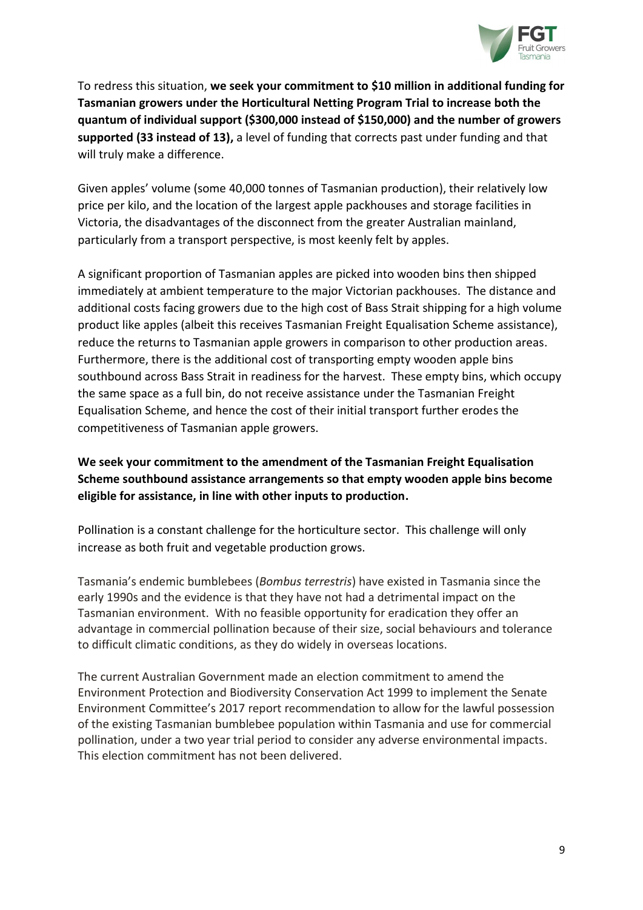To redress this situation, **we seek your commitment to $10 million in additional funding for Tasmanian growers under the Horticultural Netting Program Trial to increase both the quantum of individual support ($300,000 instead of $150,000) and the number of growers supported (33 instead of 13),** a level of funding that corrects past under funding and that will truly make a difference.

Given apples' volume (some 40,000 tonnes of Tasmanian production), their relatively low price per kilo, and the location of the largest apple packhouses and storage facilities in Victoria, the disadvantages of the disconnect from the greater Australian mainland, particularly from a transport perspective, is most keenly felt by apples.

A significant proportion of Tasmanian apples are picked into wooden bins then shipped immediately at ambient temperature to the major Victorian packhouses. The distance and additional costs facing growers due to the high cost of Bass Strait shipping for a high volume product like apples (albeit this receives Tasmanian Freight Equalisation Scheme assistance), reduce the returns to Tasmanian apple growers in comparison to other production areas. Furthermore, there is the additional cost of transporting empty wooden apple bins southbound across Bass Strait in readiness for the harvest. These empty bins, which occupy the same space as a full bin, do not receive assistance under the Tasmanian Freight Equalisation Scheme, and hence the cost of their initial transport further erodes the competitiveness of Tasmanian apple growers.

**We seek your commitment to the amendment of the Tasmanian Freight Equalisation Scheme southbound assistance arrangements so that empty wooden apple bins become eligible for assistance, in line with other inputs to production.**

Pollination is a constant challenge for the horticulture sector. This challenge will only increase as both fruit and vegetable production grows.

Tasmania's endemic bumblebees (*Bombus terrestris*) have existed in Tasmania since the early 1990s and the evidence is that they have not had a detrimental impact on the Tasmanian environment. With no feasible opportunity for eradication they offer an advantage in commercial pollination because of their size, social behaviours and tolerance to difficult climatic conditions, as they do widely in overseas locations.

The current Australian Government made an election commitment to amend the Environment Protection and Biodiversity Conservation Act 1999 to implement the Senate Environment Committee's 2017 report recommendation to allow for the lawful possession of the existing Tasmanian bumblebee population within Tasmania and use for commercial pollination, under a two year trial period to consider any adverse environmental impacts. This election commitment has not been delivered.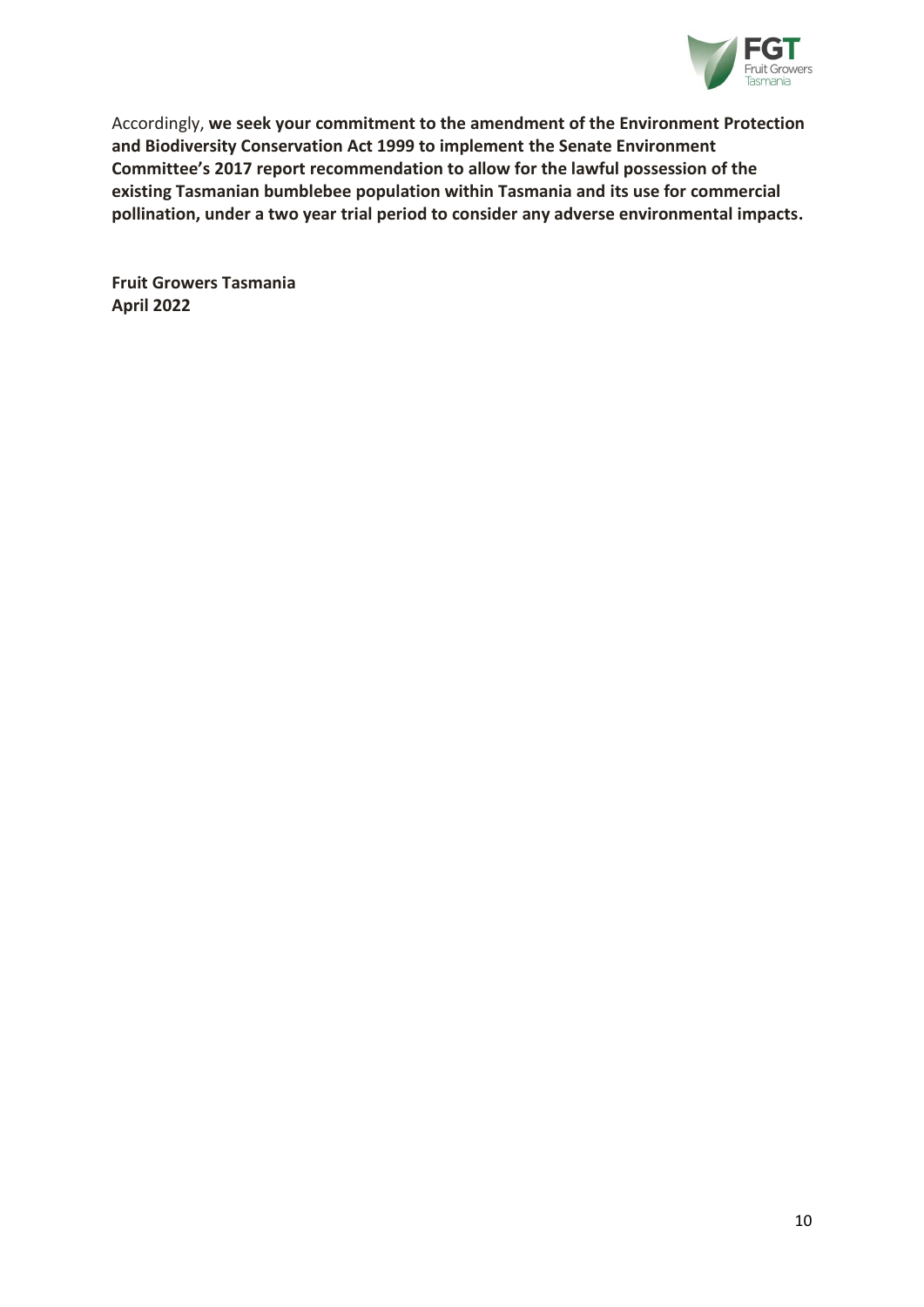Accordingly, **we seek your commitment to the amendment of the Environment Protection and Biodiversity Conservation Act 1999 to implement the Senate Environment Committee's 2017 report recommendation to allow for the lawful possession of the existing Tasmanian bumblebee population within Tasmania and its use for commercial pollination, under a two year trial period to consider any adverse environmental impacts.**

**Fruit Growers Tasmania**
**April 2022**